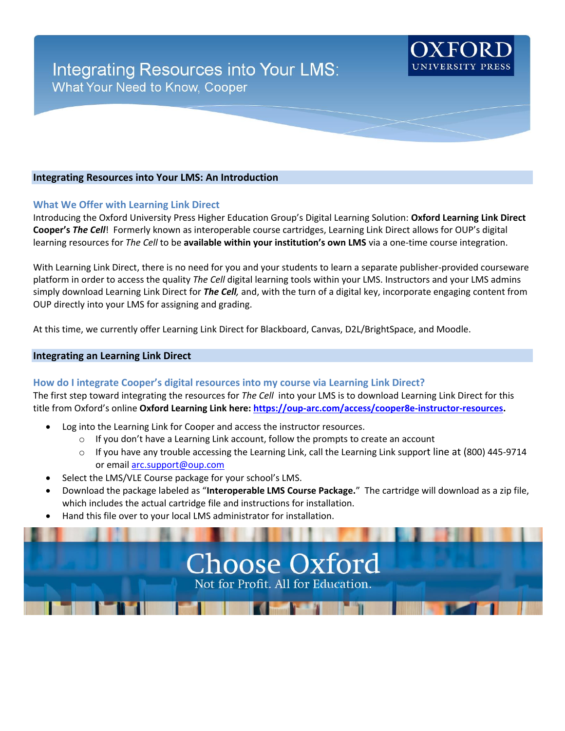# Integrating Resources into Your LMS:

What Your Need to Know, Cooper

OXFORD UNIVERSITY PRESS

## Integrating Resources into Your LMS: An Introduction

### What We Offer with Learning Link Direct

Introducing the Oxford University Press Higher Education Group's Digital Learning Solution: **Oxford Learning Link Direct Cooper's *The Cell***! Formerly known as interoperable course cartridges, Learning Link Direct allows for OUP's digital learning resources for *The Cell* to be **available within your institution's own LMS** via a one-time course integration.

With Learning Link Direct, there is no need for you and your students to learn a separate publisher-provided courseware platform in order to access the quality *The Cell* digital learning tools within your LMS. Instructors and your LMS admins simply download Learning Link Direct for ***The Cell,*** and, with the turn of a digital key, incorporate engaging content from OUP directly into your LMS for assigning and grading.

At this time, we currently offer Learning Link Direct for Blackboard, Canvas, D2L/BrightSpace, and Moodle.

## Integrating an Learning Link Direct

### How do I integrate Cooper's digital resources into my course via Learning Link Direct?

The first step toward integrating the resources for *The Cell* into your LMS is to download Learning Link Direct for this title from Oxford's online **Oxford Learning Link here: https://oup-arc.com/access/cooper8e-instructor-resources.**

- Log into the Learning Link for Cooper and access the instructor resources.
  - If you don't have a Learning Link account, follow the prompts to create an account
  - If you have any trouble accessing the Learning Link, call the Learning Link support line at (800) 445-9714 or email arc.support@oup.com
- Select the LMS/VLE Course package for your school's LMS.
- Download the package labeled as "**Interoperable LMS Course Package.**" The cartridge will download as a zip file, which includes the actual cartridge file and instructions for installation.
- Hand this file over to your local LMS administrator for installation.

Choose Oxford

Not for Profit. All for Education.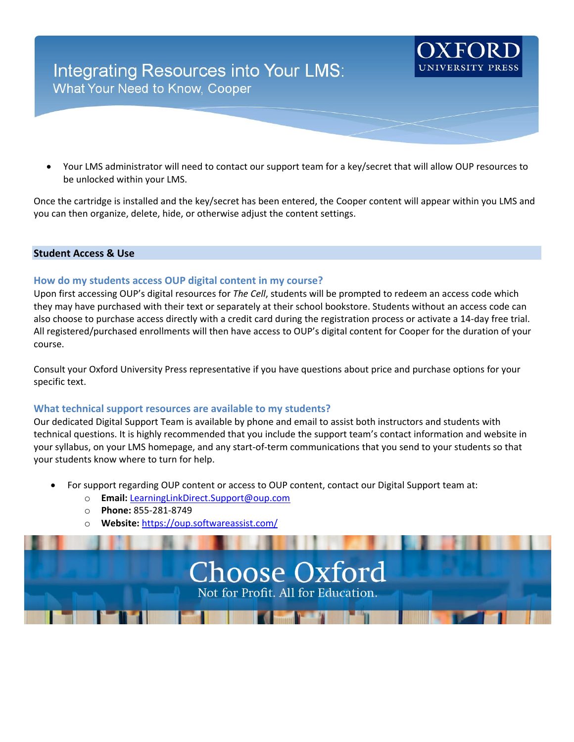- Your LMS administrator will need to contact our support team for a key/secret that will allow OUP resources to be unlocked within your LMS.

Once the cartridge is installed and the key/secret has been entered, the Cooper content will appear within you LMS and you can then organize, delete, hide, or otherwise adjust the content settings.

## Student Access & Use

### How do my students access OUP digital content in my course?

Upon first accessing OUP's digital resources for *The Cell*, students will be prompted to redeem an access code which they may have purchased with their text or separately at their school bookstore. Students without an access code can also choose to purchase access directly with a credit card during the registration process or activate a 14-day free trial. All registered/purchased enrollments will then have access to OUP's digital content for Cooper for the duration of your course.

Consult your Oxford University Press representative if you have questions about price and purchase options for your specific text.

### What technical support resources are available to my students?

Our dedicated Digital Support Team is available by phone and email to assist both instructors and students with technical questions. It is highly recommended that you include the support team's contact information and website in your syllabus, on your LMS homepage, and any start-of-term communications that you send to your students so that your students know where to turn for help.

- For support regarding OUP content or access to OUP content, contact our Digital Support team at:
  - **Email:** LearningLinkDirect.Support@oup.com
  - **Phone:** 855-281-8749
  - **Website:** https://oup.softwareassist.com/

Choose Oxford

Not for Profit. All for Education.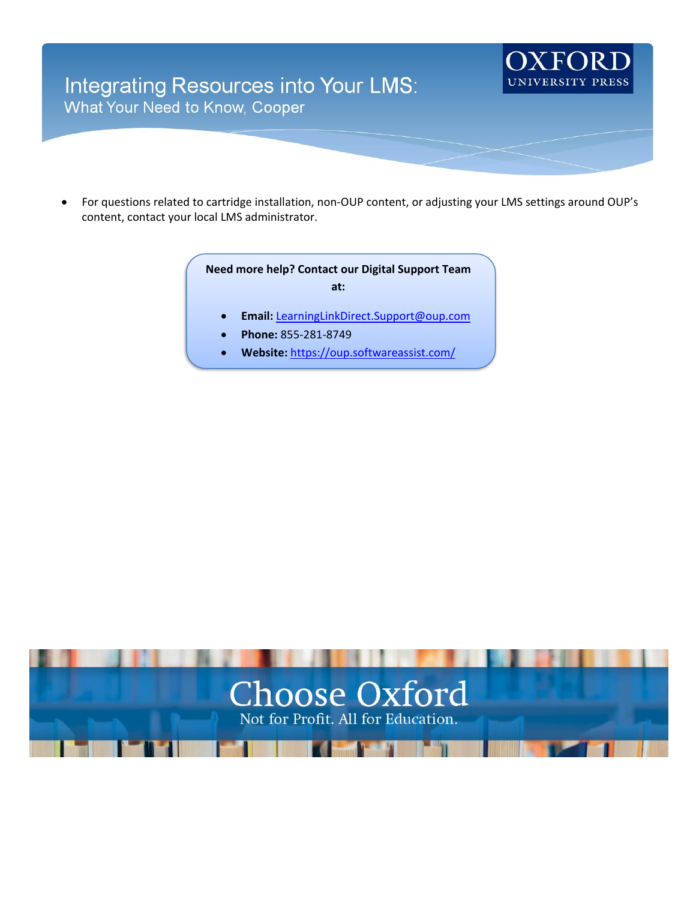# Integrating Resources into Your LMS:

## What Your Need to Know, Cooper

- For questions related to cartridge installation, non-OUP content, or adjusting your LMS settings around OUP's content, contact your local LMS administrator.

**Need more help? Contact our Digital Support Team at:**

- **Email:** LearningLinkDirect.Support@oup.com
- **Phone:** 855-281-8749
- **Website:** https://oup.softwareassist.com/

Choose Oxford

Not for Profit. All for Education.